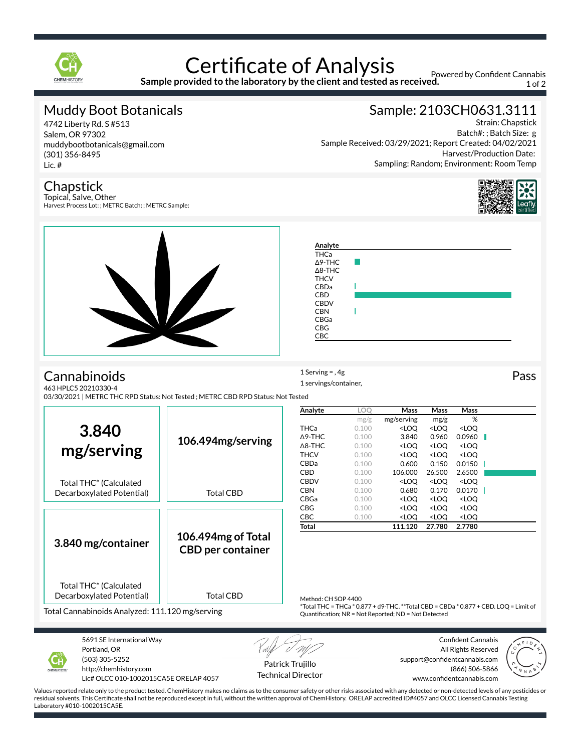# Certificate of Analysis

**Sample provided to the laboratory by the client and tested as received.**

Powered by Confident Cannabis

## Muddy Boot Botanicals

4742 Liberty Rd. S #513
Salem, OR 97302
muddybootbotanicals@gmail.com
(301) 356-8495
Lic. #

## Sample: 2103CH0631.3111

Strain: Chapstick
Batch#: ; Batch Size: g
Sample Received: 03/29/2021; Report Created: 04/02/2021
Harvest/Production Date:
Sampling: Random; Environment: Room Temp

## Chapstick

Topical, Salve, Other
Harvest Process Lot: ; METRC Batch: ; METRC Sample:

## Cannabinoids

463 HPLC5 20210330-4
03/30/2021 | METRC THC RPD Status: Not Tested ; METRC CBD RPD Status: Not Tested

1 Serving = , 4g
1 servings/container,

Pass

**3.840 mg/serving** — Total THC* (Calculated Decarboxylated Potential)

**106.494mg/serving** — Total CBD

**3.840 mg/container** — Total THC* (Calculated Decarboxylated Potential)

**106.494mg of Total CBD per container** — Total CBD

Total Cannabinoids Analyzed: 111.120 mg/serving

| Analyte | LOQ | Mass | Mass | Mass |
|---|---|---|---|---|
| | mg/g | mg/serving | mg/g | % |
| THCa | 0.100 | <LOQ | <LOQ | <LOQ |
| Δ9-THC | 0.100 | 3.840 | 0.960 | 0.0960 |
| Δ8-THC | 0.100 | <LOQ | <LOQ | <LOQ |
| THCV | 0.100 | <LOQ | <LOQ | <LOQ |
| CBDa | 0.100 | 0.600 | 0.150 | 0.0150 |
| CBD | 0.100 | 106.000 | 26.500 | 2.6500 |
| CBDV | 0.100 | <LOQ | <LOQ | <LOQ |
| CBN | 0.100 | 0.680 | 0.170 | 0.0170 |
| CBGa | 0.100 | <LOQ | <LOQ | <LOQ |
| CBG | 0.100 | <LOQ | <LOQ | <LOQ |
| CBC | 0.100 | <LOQ | <LOQ | <LOQ |
| **Total** | | **111.120** | **27.780** | **2.7780** |

Method: CH SOP 4400
*Total THC = THCa * 0.877 + d9-THC. **Total CBD = CBDa * 0.877 + CBD. LOQ = Limit of Quantification; NR = Not Reported; ND = Not Detected

5691 SE International Way
Portland, OR
(503) 305-5252
http://chemhistory.com
Lic# OLCC 010-1002015CA5E ORELAP 4057

Patrick Trujillo
Technical Director

Confident Cannabis
All Rights Reserved
support@confidentcannabis.com
(866) 506-5866
www.confidentcannabis.com

Values reported relate only to the product tested. ChemHistory makes no claims as to the consumer safety or other risks associated with any detected or non-detected levels of any pesticides or residual solvents. This Certificate shall not be reproduced except in full, without the written approval of ChemHistory. ORELAP accredited ID#4057 and OLCC Licensed Cannabis Testing Laboratory #010-1002015CA5E.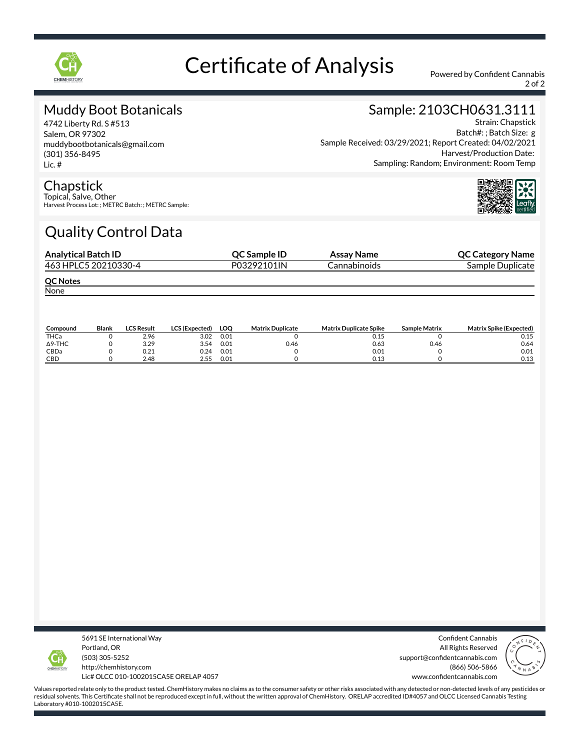# Certificate of Analysis

Powered by Confident Cannabis

## Muddy Boot Botanicals

4742 Liberty Rd. S #513
Salem, OR 97302
muddybootbotanicals@gmail.com
(301) 356-8495
Lic. #

## Sample: 2103CH0631.3111

Strain: Chapstick
Batch#: ; Batch Size: g
Sample Received: 03/29/2021; Report Created: 04/02/2021
Harvest/Production Date:
Sampling: Random; Environment: Room Temp

## Chapstick

Topical, Salve, Other
Harvest Process Lot: ; METRC Batch: ; METRC Sample:

## Quality Control Data

| Analytical Batch ID | QC Sample ID | Assay Name | QC Category Name |
|---|---|---|---|
| 463 HPLC5 20210330-4 | P03292101IN | Cannabinoids | Sample Duplicate |

**QC Notes**

None

| Compound | Blank | LCS Result | LCS (Expected) | LOQ | Matrix Duplicate | Matrix Duplicate Spike | Sample Matrix | Matrix Spike (Expected) |
|---|---|---|---|---|---|---|---|---|
| THCa | 0 | 2.96 | 3.02 | 0.01 | 0 | 0.15 | 0 | 0.15 |
| Δ9-THC | 0 | 3.29 | 3.54 | 0.01 | 0.46 | 0.63 | 0.46 | 0.64 |
| CBDa | 0 | 0.21 | 0.24 | 0.01 | 0 | 0.01 | 0 | 0.01 |
| CBD | 0 | 2.48 | 2.55 | 0.01 | 0 | 0.13 | 0 | 0.13 |

5691 SE International Way
Portland, OR
(503) 305-5252
http://chemhistory.com
Lic# OLCC 010-1002015CA5E ORELAP 4057

Confident Cannabis
All Rights Reserved
support@confidentcannabis.com
(866) 506-5866
www.confidentcannabis.com

Values reported relate only to the product tested. ChemHistory makes no claims as to the consumer safety or other risks associated with any detected or non-detected levels of any pesticides or residual solvents. This Certificate shall not be reproduced except in full, without the written approval of ChemHistory. ORELAP accredited ID#4057 and OLCC Licensed Cannabis Testing Laboratory #010-1002015CA5E.